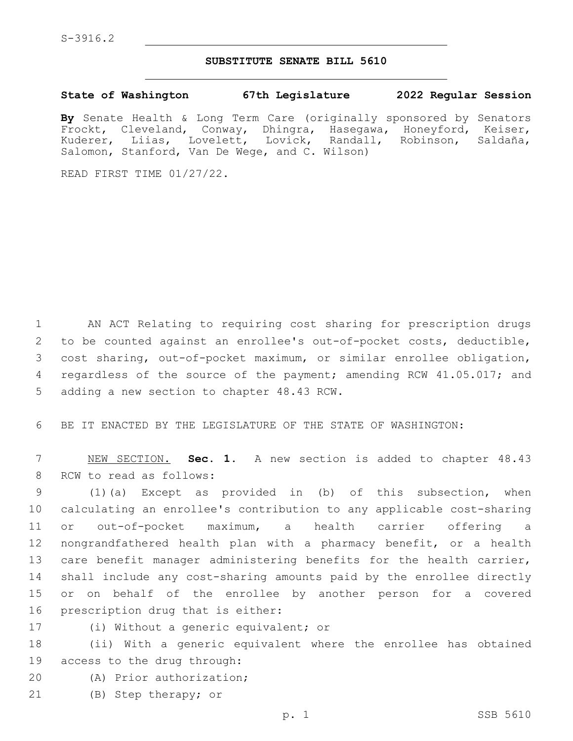S-3916.2

## SUBSTITUTE SENATE BILL 5610

**State of Washington 67th Legislature 2022 Regular Session**

**By** Senate Health & Long Term Care (originally sponsored by Senators Frockt, Cleveland, Conway, Dhingra, Hasegawa, Honeyford, Keiser, Kuderer, Liias, Lovelett, Lovick, Randall, Robinson, Saldaña, Salomon, Stanford, Van De Wege, and C. Wilson)

READ FIRST TIME 01/27/22.

AN ACT Relating to requiring cost sharing for prescription drugs to be counted against an enrollee's out-of-pocket costs, deductible, cost sharing, out-of-pocket maximum, or similar enrollee obligation, regardless of the source of the payment; amending RCW 41.05.017; and adding a new section to chapter 48.43 RCW.

BE IT ENACTED BY THE LEGISLATURE OF THE STATE OF WASHINGTON:

NEW SECTION. **Sec. 1.** A new section is added to chapter 48.43 RCW to read as follows:

(1)(a) Except as provided in (b) of this subsection, when calculating an enrollee's contribution to any applicable cost-sharing or out-of-pocket maximum, a health carrier offering a nongrandfathered health plan with a pharmacy benefit, or a health care benefit manager administering benefits for the health carrier, shall include any cost-sharing amounts paid by the enrollee directly or on behalf of the enrollee by another person for a covered prescription drug that is either:

(i) Without a generic equivalent; or

(ii) With a generic equivalent where the enrollee has obtained access to the drug through:

(A) Prior authorization;

(B) Step therapy; or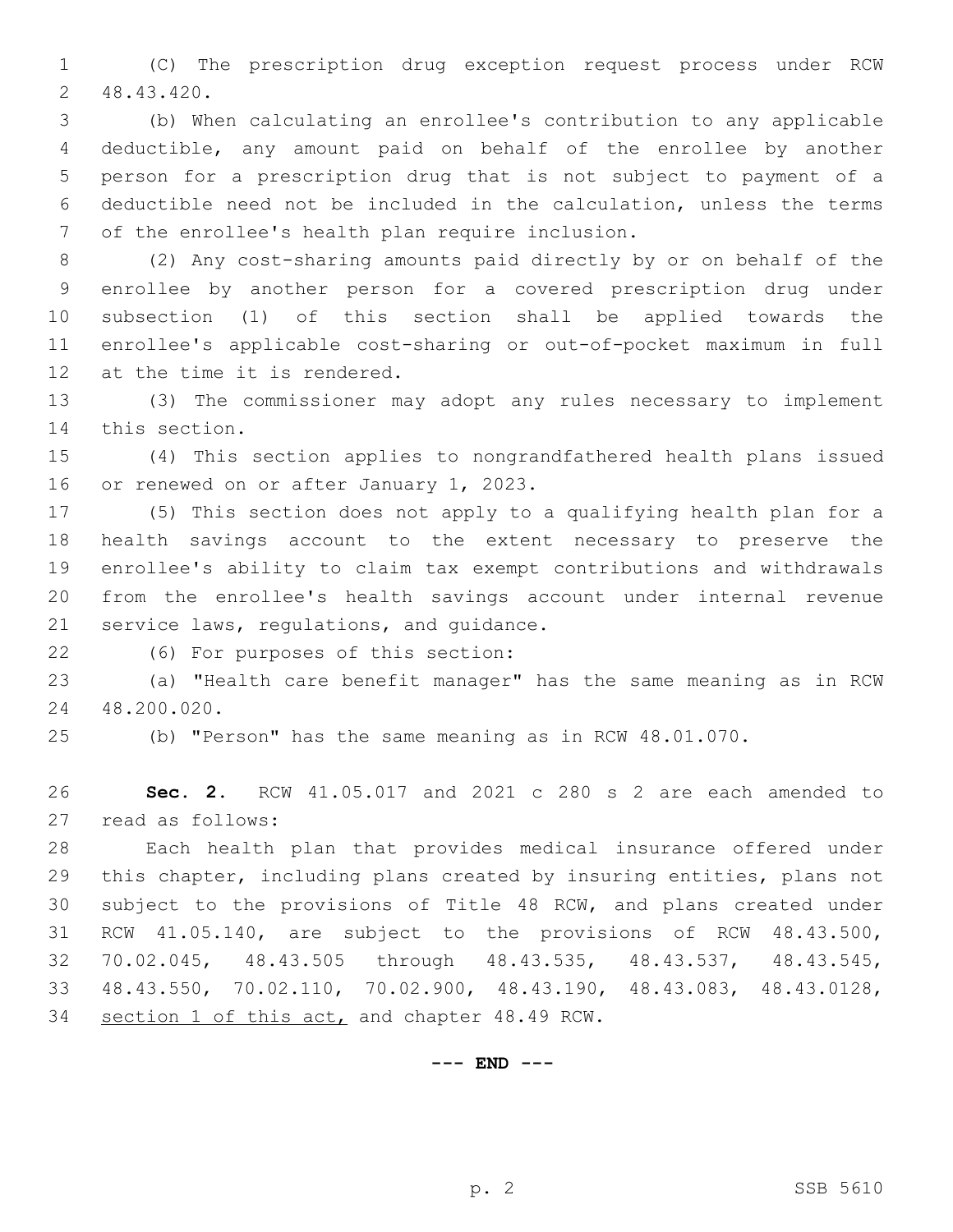(C) The prescription drug exception request process under RCW 48.43.420.

(b) When calculating an enrollee's contribution to any applicable deductible, any amount paid on behalf of the enrollee by another person for a prescription drug that is not subject to payment of a deductible need not be included in the calculation, unless the terms of the enrollee's health plan require inclusion.

(2) Any cost-sharing amounts paid directly by or on behalf of the enrollee by another person for a covered prescription drug under subsection (1) of this section shall be applied towards the enrollee's applicable cost-sharing or out-of-pocket maximum in full at the time it is rendered.

(3) The commissioner may adopt any rules necessary to implement this section.

(4) This section applies to nongrandfathered health plans issued or renewed on or after January 1, 2023.

(5) This section does not apply to a qualifying health plan for a health savings account to the extent necessary to preserve the enrollee's ability to claim tax exempt contributions and withdrawals from the enrollee's health savings account under internal revenue service laws, regulations, and guidance.

(6) For purposes of this section:

(a) "Health care benefit manager" has the same meaning as in RCW 48.200.020.

(b) "Person" has the same meaning as in RCW 48.01.070.

**Sec. 2.** RCW 41.05.017 and 2021 c 280 s 2 are each amended to read as follows:

Each health plan that provides medical insurance offered under this chapter, including plans created by insuring entities, plans not subject to the provisions of Title 48 RCW, and plans created under RCW 41.05.140, are subject to the provisions of RCW 48.43.500, 70.02.045, 48.43.505 through 48.43.535, 48.43.537, 48.43.545, 48.43.550, 70.02.110, 70.02.900, 48.43.190, 48.43.083, 48.43.0128, <u>section 1 of this act,</u> and chapter 48.49 RCW.

**--- END ---**